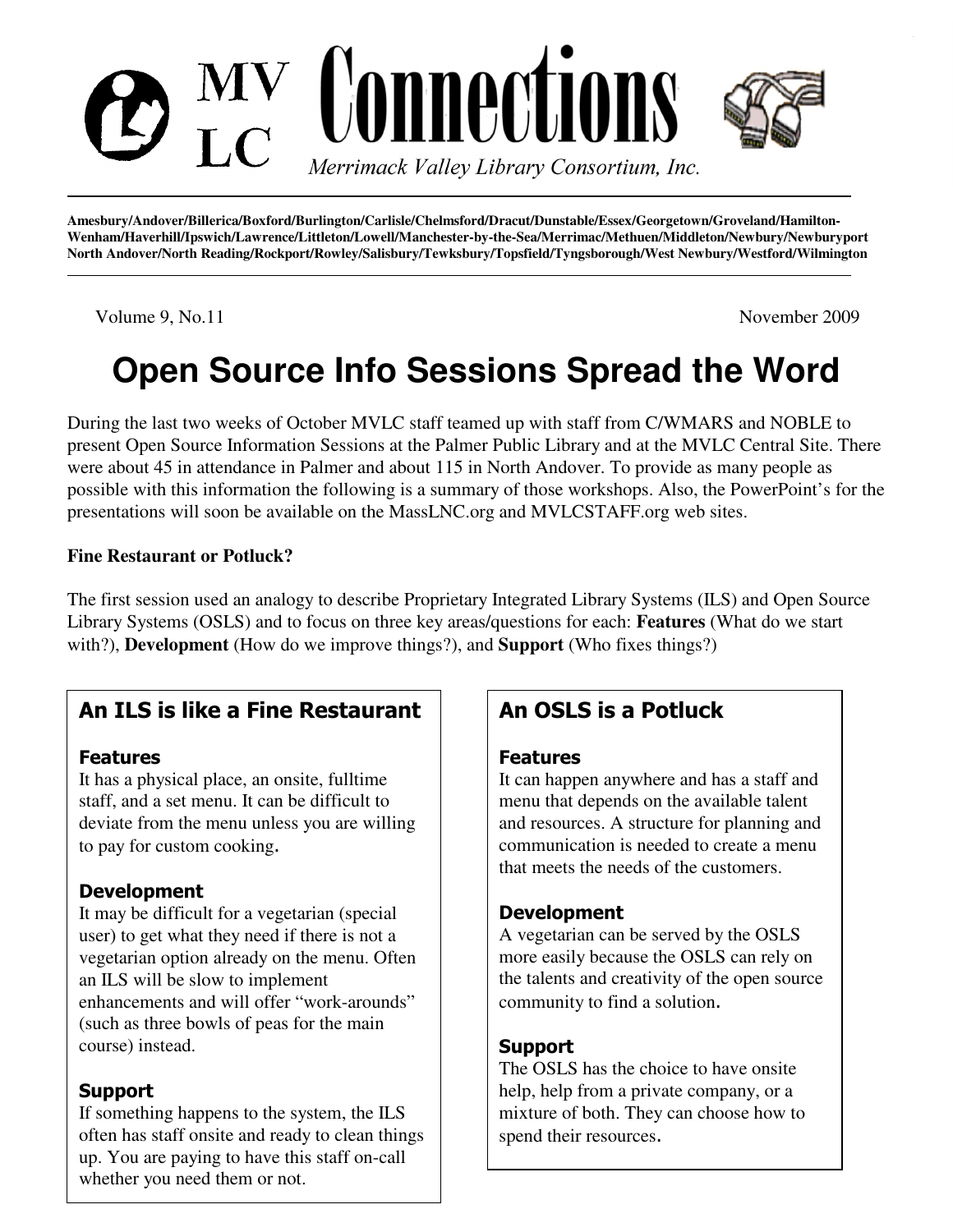# MV LC Connections

*Merrimack Valley Library Consortium, Inc.*

**Amesbury/Andover/Billerica/Boxford/Burlington/Carlisle/Chelmsford/Dracut/Dunstable/Essex/Georgetown/Groveland/Hamilton-Wenham/Haverhill/Ipswich/Lawrence/Littleton/Lowell/Manchester-by-the-Sea/Merrimac/Methuen/Middleton/Newbury/Newburyport North Andover/North Reading/Rockport/Rowley/Salisbury/Tewksbury/Topsfield/Tyngsborough/West Newbury/Westford/Wilmington**

Volume 9, No.11 — November 2009

# Open Source Info Sessions Spread the Word

During the last two weeks of October MVLC staff teamed up with staff from C/WMARS and NOBLE to present Open Source Information Sessions at the Palmer Public Library and at the MVLC Central Site. There were about 45 in attendance in Palmer and about 115 in North Andover. To provide as many people as possible with this information the following is a summary of those workshops. Also, the PowerPoint's for the presentations will soon be available on the MassLNC.org and MVLCSTAFF.org web sites.

**Fine Restaurant or Potluck?**

The first session used an analogy to describe Proprietary Integrated Library Systems (ILS) and Open Source Library Systems (OSLS) and to focus on three key areas/questions for each: **Features** (What do we start with?), **Development** (How do we improve things?), and **Support** (Who fixes things?)

## An ILS is like a Fine Restaurant

### Features
It has a physical place, an onsite, fulltime staff, and a set menu. It can be difficult to deviate from the menu unless you are willing to pay for custom cooking.

### Development
It may be difficult for a vegetarian (special user) to get what they need if there is not a vegetarian option already on the menu. Often an ILS will be slow to implement enhancements and will offer "work-arounds" (such as three bowls of peas for the main course) instead.

### Support
If something happens to the system, the ILS often has staff onsite and ready to clean things up. You are paying to have this staff on-call whether you need them or not.

## An OSLS is a Potluck

### Features
It can happen anywhere and has a staff and menu that depends on the available talent and resources. A structure for planning and communication is needed to create a menu that meets the needs of the customers.

### Development
A vegetarian can be served by the OSLS more easily because the OSLS can rely on the talents and creativity of the open source community to find a solution.

### Support
The OSLS has the choice to have onsite help, help from a private company, or a mixture of both. They can choose how to spend their resources.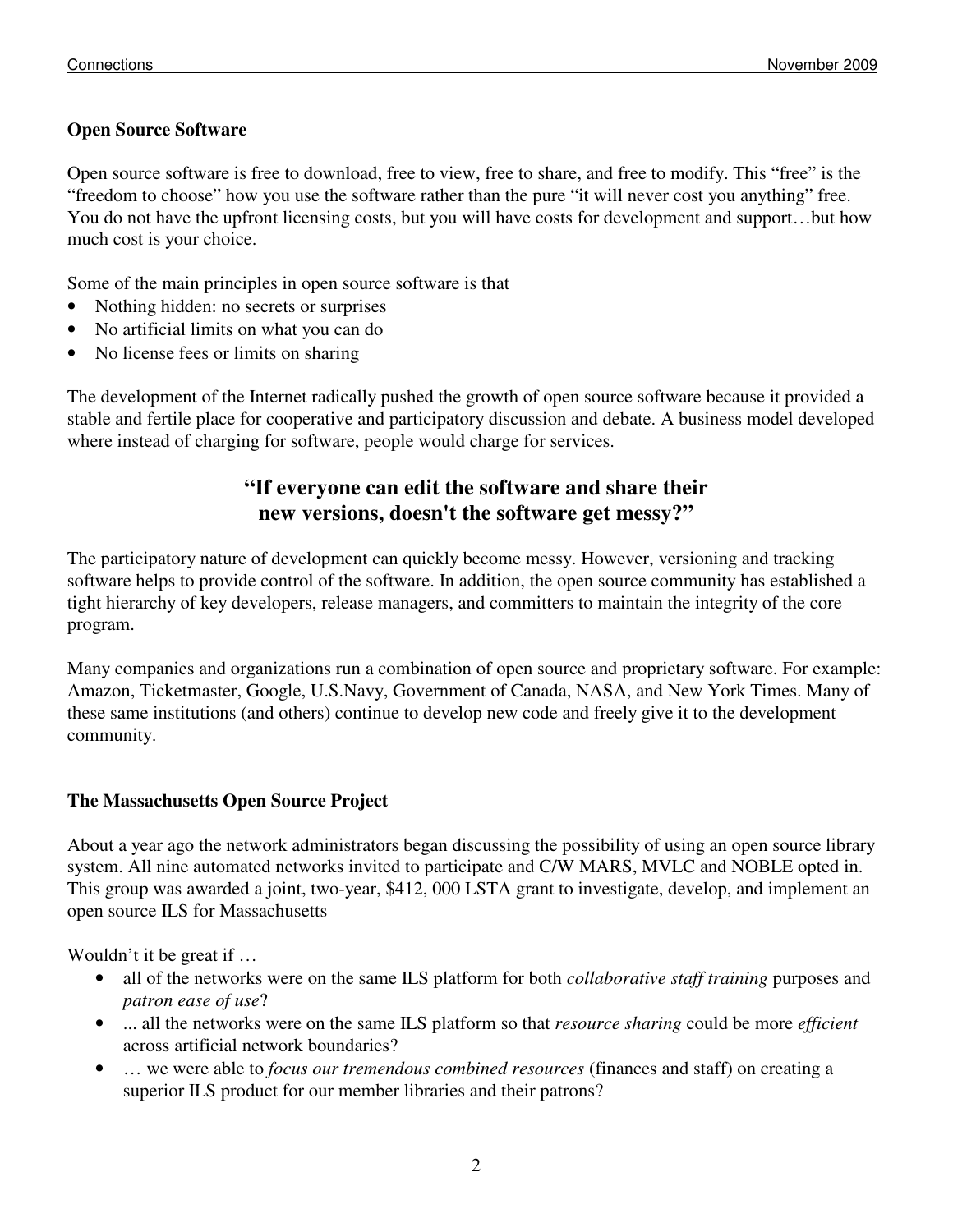## Open Source Software

Open source software is free to download, free to view, free to share, and free to modify. This "free" is the "freedom to choose" how you use the software rather than the pure "it will never cost you anything" free. You do not have the upfront licensing costs, but you will have costs for development and support…but how much cost is your choice.

Some of the main principles in open source software is that

- Nothing hidden: no secrets or surprises
- No artificial limits on what you can do
- No license fees or limits on sharing

The development of the Internet radically pushed the growth of open source software because it provided a stable and fertile place for cooperative and participatory discussion and debate. A business model developed where instead of charging for software, people would charge for services.

**"If everyone can edit the software and share their new versions, doesn't the software get messy?"**

The participatory nature of development can quickly become messy. However, versioning and tracking software helps to provide control of the software. In addition, the open source community has established a tight hierarchy of key developers, release managers, and committers to maintain the integrity of the core program.

Many companies and organizations run a combination of open source and proprietary software. For example: Amazon, Ticketmaster, Google, U.S.Navy, Government of Canada, NASA, and New York Times. Many of these same institutions (and others) continue to develop new code and freely give it to the development community.

## The Massachusetts Open Source Project

About a year ago the network administrators began discussing the possibility of using an open source library system. All nine automated networks invited to participate and C/W MARS, MVLC and NOBLE opted in. This group was awarded a joint, two-year, $412, 000 LSTA grant to investigate, develop, and implement an open source ILS for Massachusetts

Wouldn't it be great if …

- all of the networks were on the same ILS platform for both *collaborative staff training* purposes and *patron ease of use*?
- ... all the networks were on the same ILS platform so that *resource sharing* could be more *efficient* across artificial network boundaries?
- … we were able to *focus our tremendous combined resources* (finances and staff) on creating a superior ILS product for our member libraries and their patrons?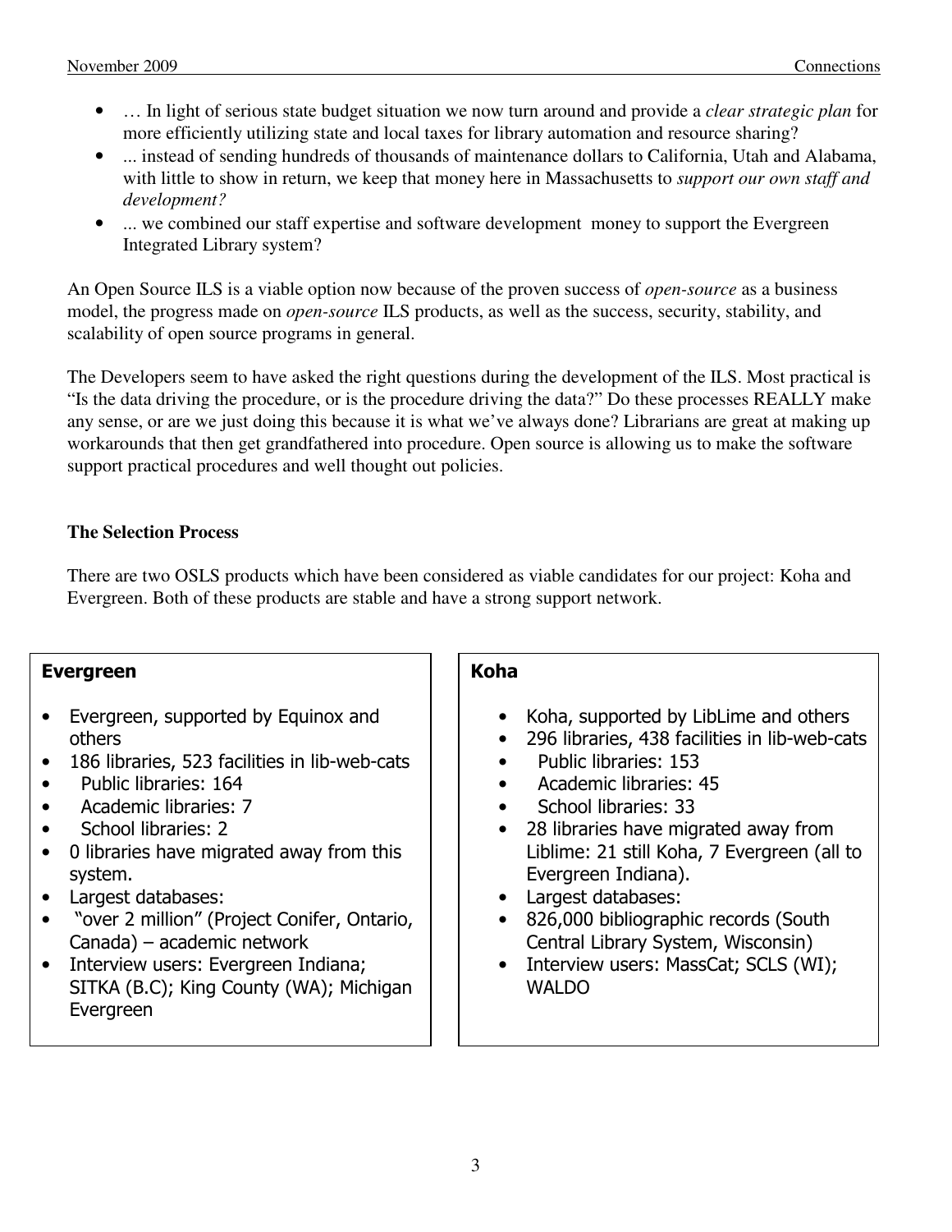- … In light of serious state budget situation we now turn around and provide a *clear strategic plan* for more efficiently utilizing state and local taxes for library automation and resource sharing?
- ... instead of sending hundreds of thousands of maintenance dollars to California, Utah and Alabama, with little to show in return, we keep that money here in Massachusetts to *support our own staff and development?*
- ... we combined our staff expertise and software development money to support the Evergreen Integrated Library system?

An Open Source ILS is a viable option now because of the proven success of *open-source* as a business model, the progress made on *open-source* ILS products, as well as the success, security, stability, and scalability of open source programs in general.

The Developers seem to have asked the right questions during the development of the ILS. Most practical is "Is the data driving the procedure, or is the procedure driving the data?" Do these processes REALLY make any sense, or are we just doing this because it is what we've always done? Librarians are great at making up workarounds that then get grandfathered into procedure. Open source is allowing us to make the software support practical procedures and well thought out policies.

**The Selection Process**

There are two OSLS products which have been considered as viable candidates for our project: Koha and Evergreen. Both of these products are stable and have a strong support network.

**Evergreen**

- Evergreen, supported by Equinox and others
- 186 libraries, 523 facilities in lib-web-cats
- Public libraries: 164
- Academic libraries: 7
- School libraries: 2
- 0 libraries have migrated away from this system.
- Largest databases:
- "over 2 million" (Project Conifer, Ontario, Canada) – academic network
- Interview users: Evergreen Indiana; SITKA (B.C); King County (WA); Michigan Evergreen

**Koha**

- Koha, supported by LibLime and others
- 296 libraries, 438 facilities in lib-web-cats
- Public libraries: 153
- Academic libraries: 45
- School libraries: 33
- 28 libraries have migrated away from Liblime: 21 still Koha, 7 Evergreen (all to Evergreen Indiana).
- Largest databases:
- 826,000 bibliographic records (South Central Library System, Wisconsin)
- Interview users: MassCat; SCLS (WI); WALDO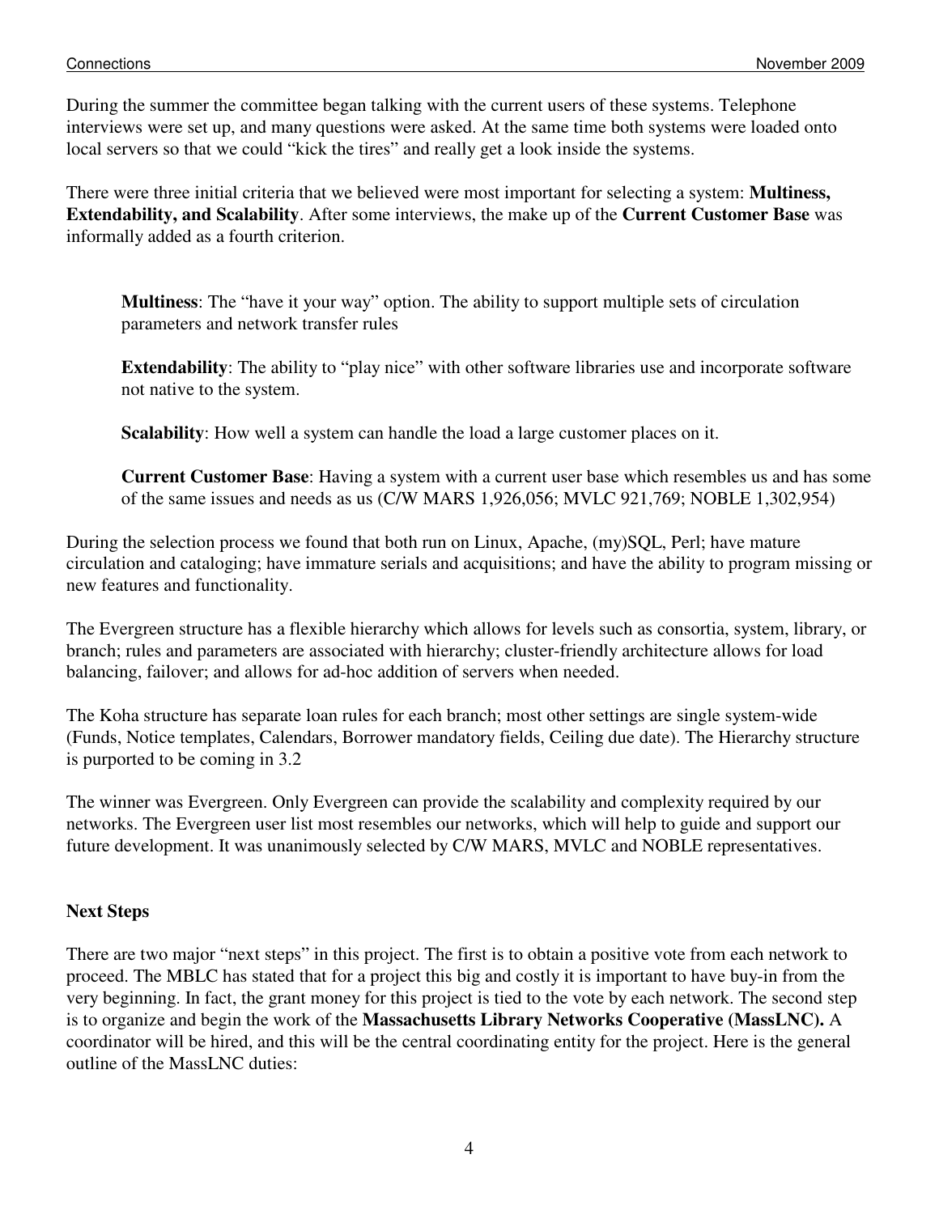During the summer the committee began talking with the current users of these systems. Telephone interviews were set up, and many questions were asked. At the same time both systems were loaded onto local servers so that we could "kick the tires" and really get a look inside the systems.

There were three initial criteria that we believed were most important for selecting a system: **Multiness, Extendability, and Scalability**. After some interviews, the make up of the **Current Customer Base** was informally added as a fourth criterion.

> **Multiness**: The "have it your way" option. The ability to support multiple sets of circulation parameters and network transfer rules
>
> **Extendability**: The ability to "play nice" with other software libraries use and incorporate software not native to the system.
>
> **Scalability**: How well a system can handle the load a large customer places on it.
>
> **Current Customer Base**: Having a system with a current user base which resembles us and has some of the same issues and needs as us (C/W MARS 1,926,056; MVLC 921,769; NOBLE 1,302,954)

During the selection process we found that both run on Linux, Apache, (my)SQL, Perl; have mature circulation and cataloging; have immature serials and acquisitions; and have the ability to program missing or new features and functionality.

The Evergreen structure has a flexible hierarchy which allows for levels such as consortia, system, library, or branch; rules and parameters are associated with hierarchy; cluster-friendly architecture allows for load balancing, failover; and allows for ad-hoc addition of servers when needed.

The Koha structure has separate loan rules for each branch; most other settings are single system-wide (Funds, Notice templates, Calendars, Borrower mandatory fields, Ceiling due date). The Hierarchy structure is purported to be coming in 3.2

The winner was Evergreen. Only Evergreen can provide the scalability and complexity required by our networks. The Evergreen user list most resembles our networks, which will help to guide and support our future development. It was unanimously selected by C/W MARS, MVLC and NOBLE representatives.

### Next Steps

There are two major "next steps" in this project. The first is to obtain a positive vote from each network to proceed. The MBLC has stated that for a project this big and costly it is important to have buy-in from the very beginning. In fact, the grant money for this project is tied to the vote by each network. The second step is to organize and begin the work of the **Massachusetts Library Networks Cooperative (MassLNC).** A coordinator will be hired, and this will be the central coordinating entity for the project. Here is the general outline of the MassLNC duties: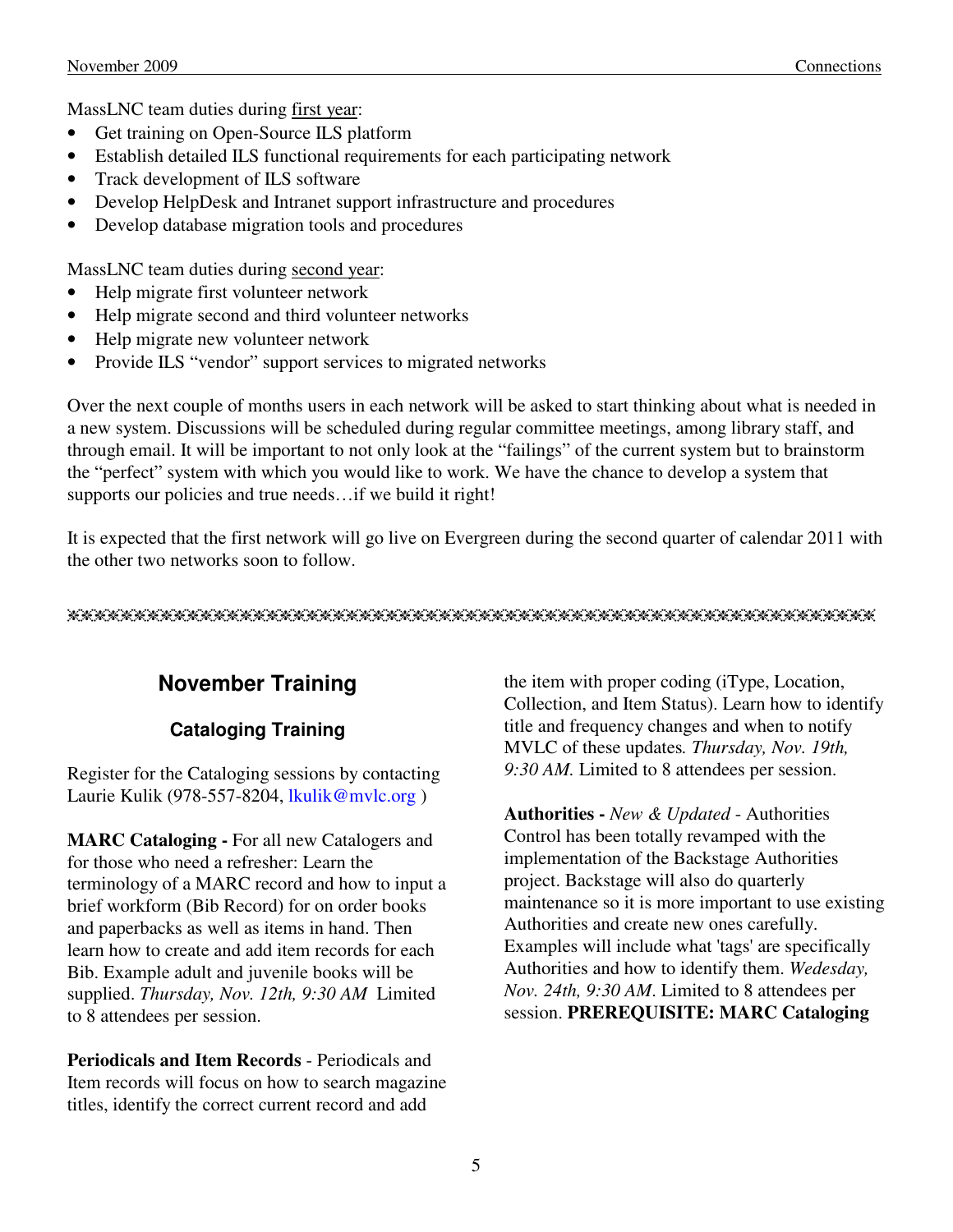MassLNC team duties during <u>first year</u>:

- Get training on Open-Source ILS platform
- Establish detailed ILS functional requirements for each participating network
- Track development of ILS software
- Develop HelpDesk and Intranet support infrastructure and procedures
- Develop database migration tools and procedures

MassLNC team duties during <u>second year</u>:

- Help migrate first volunteer network
- Help migrate second and third volunteer networks
- Help migrate new volunteer network
- Provide ILS "vendor" support services to migrated networks

Over the next couple of months users in each network will be asked to start thinking about what is needed in a new system. Discussions will be scheduled during regular committee meetings, among library staff, and through email. It will be important to not only look at the "failings" of the current system but to brainstorm the "perfect" system with which you would like to work. We have the chance to develop a system that supports our policies and true needs…if we build it right!

It is expected that the first network will go live on Evergreen during the second quarter of calendar 2011 with the other two networks soon to follow.

---

## November Training

### Cataloging Training

Register for the Cataloging sessions by contacting Laurie Kulik (978-557-8204, lkulik@mvlc.org )

**MARC Cataloging -** For all new Catalogers and for those who need a refresher: Learn the terminology of a MARC record and how to input a brief workform (Bib Record) for on order books and paperbacks as well as items in hand. Then learn how to create and add item records for each Bib. Example adult and juvenile books will be supplied. *Thursday, Nov. 12th, 9:30 AM* Limited to 8 attendees per session.

**Periodicals and Item Records** - Periodicals and Item records will focus on how to search magazine titles, identify the correct current record and add the item with proper coding (iType, Location, Collection, and Item Status). Learn how to identify title and frequency changes and when to notify MVLC of these updates*. Thursday, Nov. 19th, 9:30 AM.* Limited to 8 attendees per session.

**Authorities -** *New & Updated -* Authorities Control has been totally revamped with the implementation of the Backstage Authorities project. Backstage will also do quarterly maintenance so it is more important to use existing Authorities and create new ones carefully. Examples will include what 'tags' are specifically Authorities and how to identify them. *Wedesday, Nov. 24th, 9:30 AM*. Limited to 8 attendees per session. **PREREQUISITE: MARC Cataloging**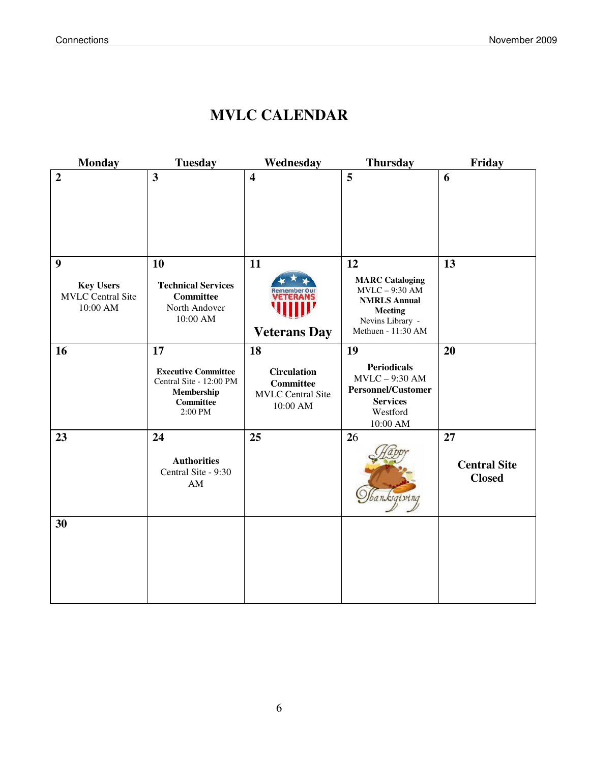# MVLC CALENDAR

| Monday | Tuesday | Wednesday | Thursday | Friday |
|---|---|---|---|---|
| **2** | **3** | **4** | **5** | **6** |
| **9**<br><br>**Key Users**<br>MVLC Central Site<br>10:00 AM | **10**<br><br>**Technical Services Committee**<br>North Andover<br>10:00 AM | **11**<br><br>Remember Our VETERANS<br><br>**Veterans Day** | **12**<br><br>**MARC Cataloging**<br>MVLC – 9:30 AM<br>**NMRLS Annual Meeting**<br>Nevins Library - Methuen - 11:30 AM | **13** |
| **16** | **17**<br><br>**Executive Committee**<br>Central Site - 12:00 PM<br>**Membership Committee**<br>2:00 PM | **18**<br><br>**Circulation Committee**<br>MVLC Central Site<br>10:00 AM | **19**<br><br>**Periodicals**<br>MVLC – 9:30 AM<br>**Personnel/Customer Services**<br>Westford<br>10:00 AM | **20** |
| **23** | **24**<br><br>**Authorities**<br>Central Site - 9:30 AM | **25** | **26**<br><br>Happy Thanksgiving | **27**<br><br>**Central Site Closed** |
| **30** | | | | |